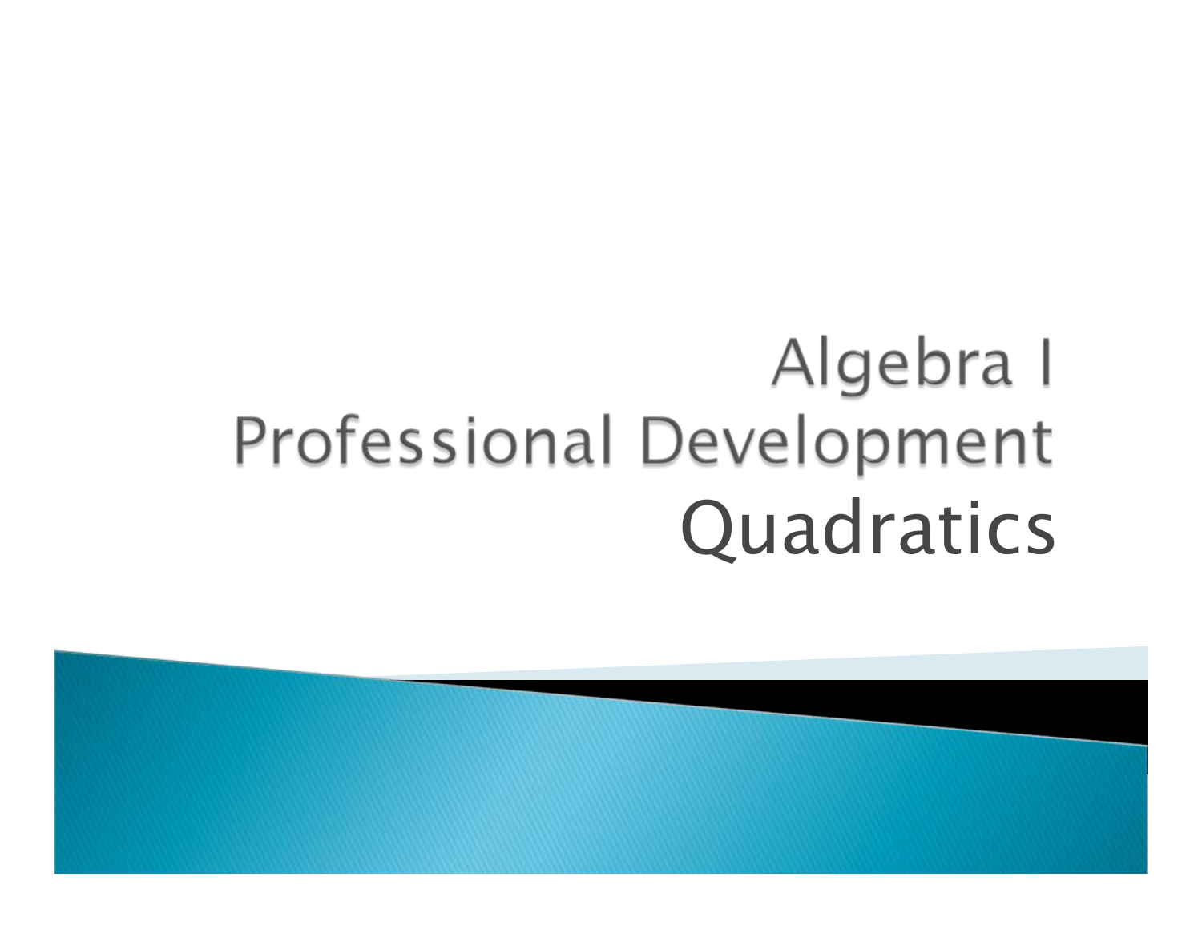# Algebra I Professional Development Quadratics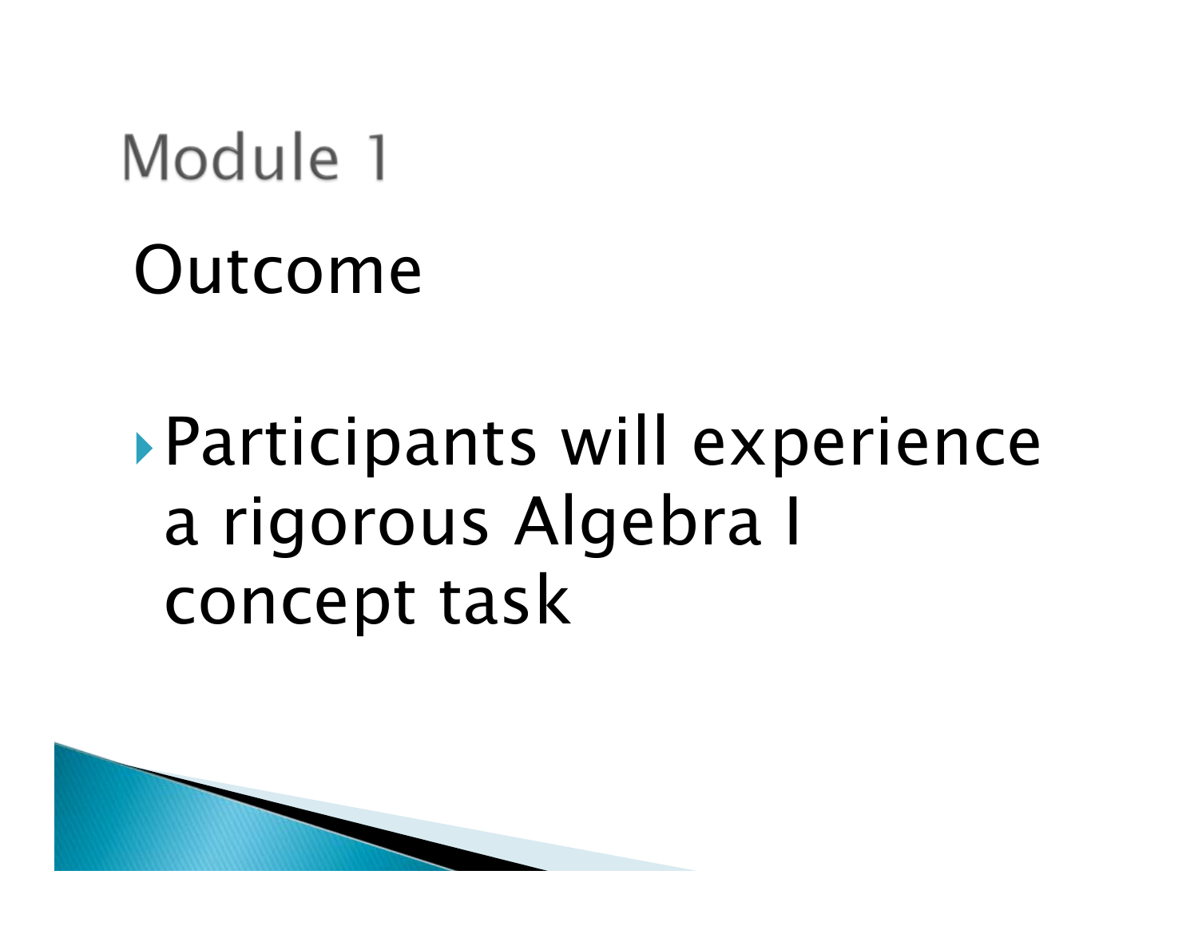# Module 1

## Outcome

- Participants will experience a rigorous Algebra I concept task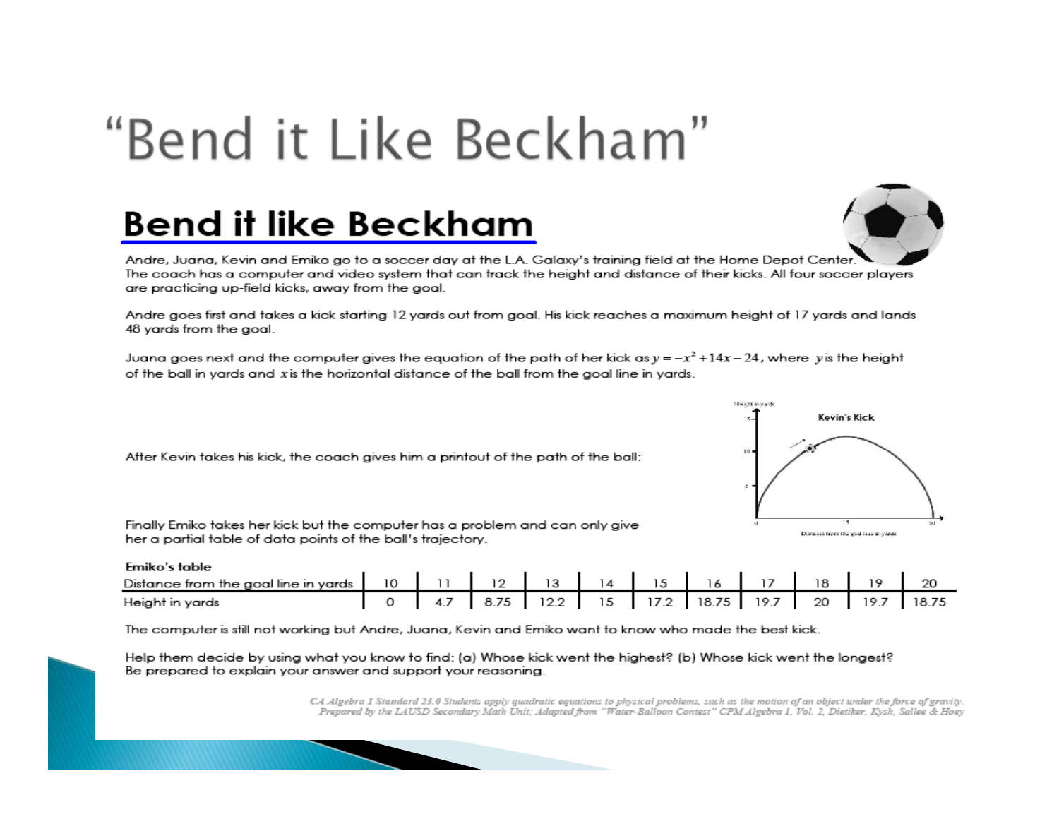# "Bend it Like Beckham"

## Bend it like Beckham

Andre, Juana, Kevin and Emiko go to a soccer day at the L.A. Galaxy's training field at the Home Depot Center. The coach has a computer and video system that can track the height and distance of their kicks. All four soccer players are practicing up-field kicks, away from the goal.

Andre goes first and takes a kick starting 12 yards out from goal. His kick reaches a maximum height of 17 yards and lands 48 yards from the goal.

Juana goes next and the computer gives the equation of the path of her kick as $y = -x^2 + 14x - 24$, where $y$ is the height of the ball in yards and $x$ is the horizontal distance of the ball from the goal line in yards.

After Kevin takes his kick, the coach gives him a printout of the path of the ball:

Kevin's Kick

Height in yards

15

10

5

0

15

30

Distance from the goal line in yards

Finally Emiko takes her kick but the computer has a problem and can only give her a partial table of data points of the ball's trajectory.

**Emiko's table**

| Distance from the goal line in yards | 10 | 11 | 12 | 13 | 14 | 15 | 16 | 17 | 18 | 19 | 20 |
|---|---|---|---|---|---|---|---|---|---|---|---|
| Height in yards | 0 | 4.7 | 8.75 | 12.2 | 15 | 17.2 | 18.75 | 19.7 | 20 | 19.7 | 18.75 |

The computer is still not working but Andre, Juana, Kevin and Emiko want to know who made the best kick.

Help them decide by using what you know to find: (a) Whose kick went the highest? (b) Whose kick went the longest? Be prepared to explain your answer and support your reasoning.

*CA Algebra 1 Standard 23.0 Students apply quadratic equations to physical problems, such as the motion of an object under the force of gravity.*
*Prepared by the LAUSD Secondary Math Unit; Adapted from "Water-Balloon Contest" CPM Algebra 1, Vol. 2, Dietiker, Kysh, Sallee & Hoey*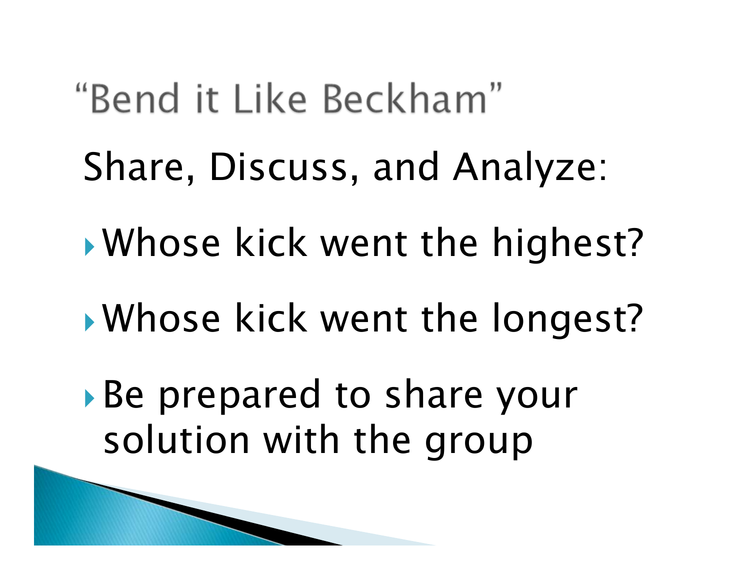# "Bend it Like Beckham"

Share, Discuss, and Analyze:

- Whose kick went the highest?
- Whose kick went the longest?
- Be prepared to share your solution with the group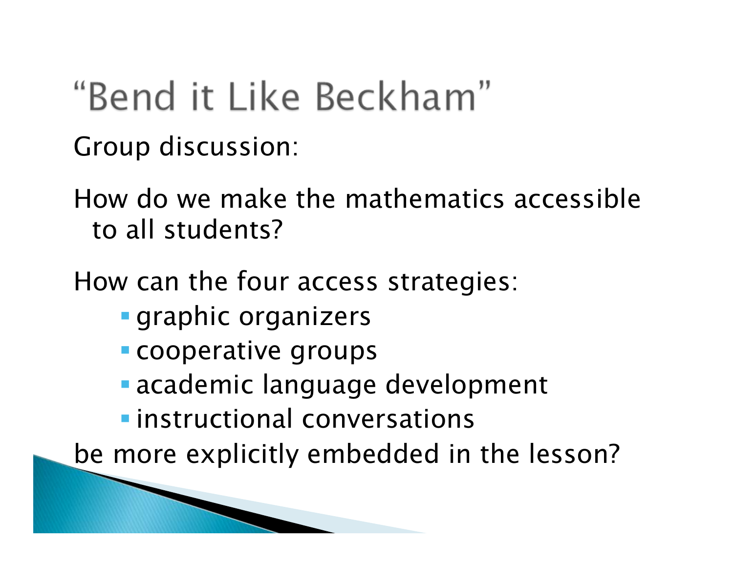# "Bend it Like Beckham"

Group discussion:

How do we make the mathematics accessible to all students?

How can the four access strategies:

- graphic organizers
- cooperative groups
- academic language development
- instructional conversations

be more explicitly embedded in the lesson?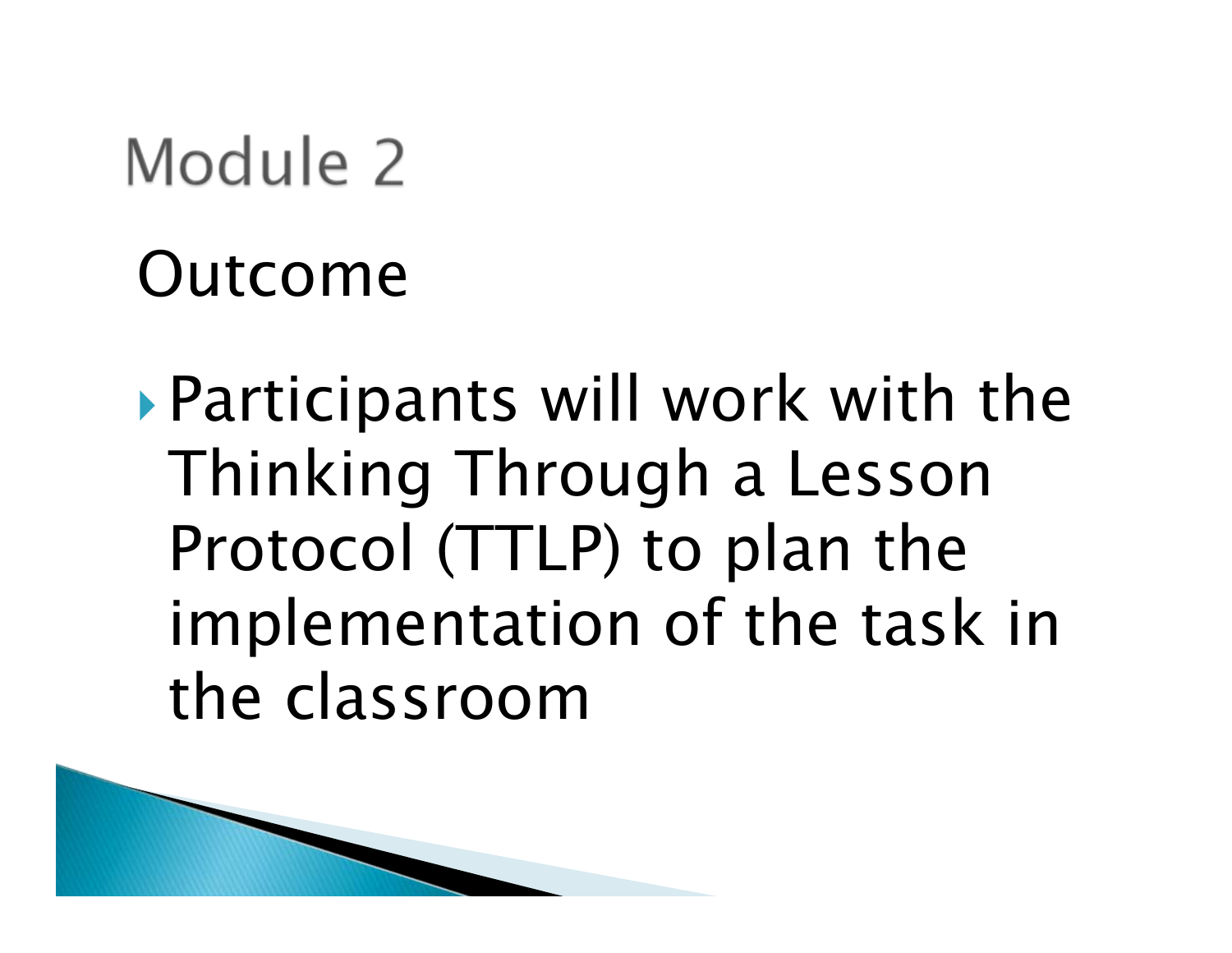# Module 2

## Outcome

- Participants will work with the Thinking Through a Lesson Protocol (TTLP) to plan the implementation of the task in the classroom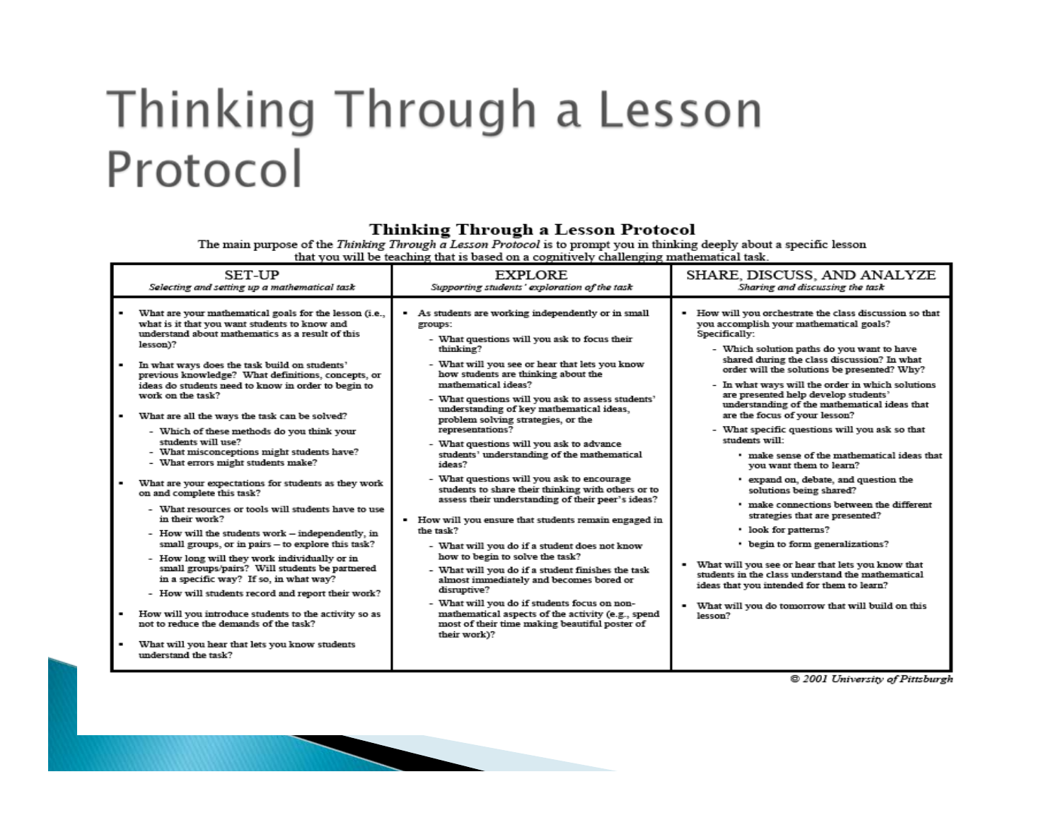# Thinking Through a Lesson Protocol

## Thinking Through a Lesson Protocol

The main purpose of the *Thinking Through a Lesson Protocol* is to prompt you in thinking deeply about a specific lesson that you will be teaching that is based on a cognitively challenging mathematical task.

| SET-UP<br>*Selecting and setting up a mathematical task* | EXPLORE<br>*Supporting students' exploration of the task* | SHARE, DISCUSS, AND ANALYZE<br>*Sharing and discussing the task* |
|---|---|---|
| ▪ What are your mathematical goals for the lesson (i.e., what is it that you want students to know and understand about mathematics as a result of this lesson)?<br><br>▪ In what ways does the task build on students' previous knowledge? What definitions, concepts, or ideas do students need to know in order to begin to work on the task?<br><br>▪ What are all the ways the task can be solved?<br>- Which of these methods do you think your students will use?<br>- What misconceptions might students have?<br>- What errors might students make?<br><br>▪ What are your expectations for students as they work on and complete this task?<br>- What resources or tools will students have to use in their work?<br>- How will the students work – independently, in small groups, or in pairs – to explore this task?<br>- How long will they work individually or in small groups/pairs? Will students be partnered in a specific way? If so, in what way?<br>- How will students record and report their work?<br><br>▪ How will you introduce students to the activity so as not to reduce the demands of the task?<br><br>▪ What will you hear that lets you know students understand the task? | ▪ As students are working independently or in small groups:<br>- What questions will you ask to focus their thinking?<br>- What will you see or hear that lets you know how students are thinking about the mathematical ideas?<br>- What questions will you ask to assess students' understanding of key mathematical ideas, problem solving strategies, or the representations?<br>- What questions will you ask to advance students' understanding of the mathematical ideas?<br>- What questions will you ask to encourage students to share their thinking with others or to assess their understanding of their peer's ideas?<br><br>▪ How will you ensure that students remain engaged in the task?<br>- What will you do if a student does not know how to begin to solve the task?<br>- What will you do if a student finishes the task almost immediately and becomes bored or disruptive?<br>- What will you do if students focus on non-mathematical aspects of the activity (e.g., spend most of their time making beautiful poster of their work)? | ▪ How will you orchestrate the class discussion so that you accomplish your mathematical goals? Specifically:<br>- Which solution paths do you want to have shared during the class discussion? In what order will the solutions be presented? Why?<br>- In what ways will the order in which solutions are presented help develop students' understanding of the mathematical ideas that are the focus of your lesson?<br>- What specific questions will you ask so that students will:<br>  • make sense of the mathematical ideas that you want them to learn?<br>  • expand on, debate, and question the solutions being shared?<br>  • make connections between the different strategies that are presented?<br>  • look for patterns?<br>  • begin to form generalizations?<br><br>▪ What will you see or hear that lets you know that students in the class understand the mathematical ideas that you intended for them to learn?<br><br>▪ What will you do tomorrow that will build on this lesson? |

© 2001 University of Pittsburgh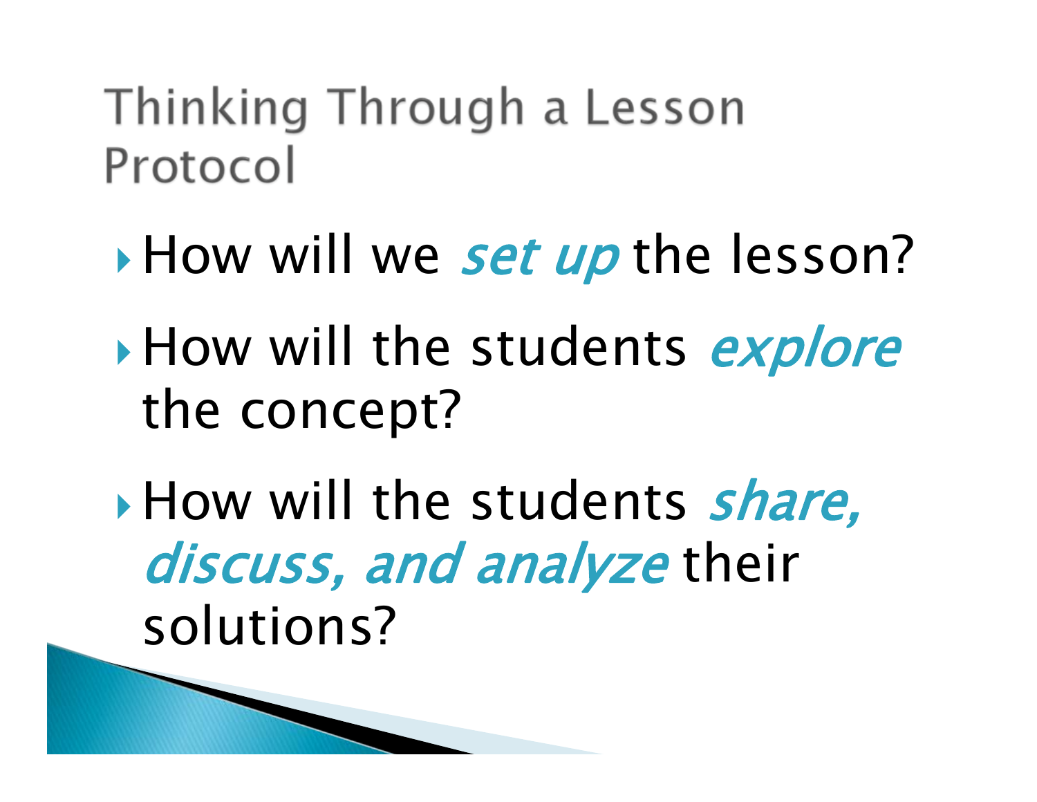# Thinking Through a Lesson Protocol

- How will we *set up* the lesson?
- How will the students *explore* the concept?
- How will the students *share, discuss, and analyze* their solutions?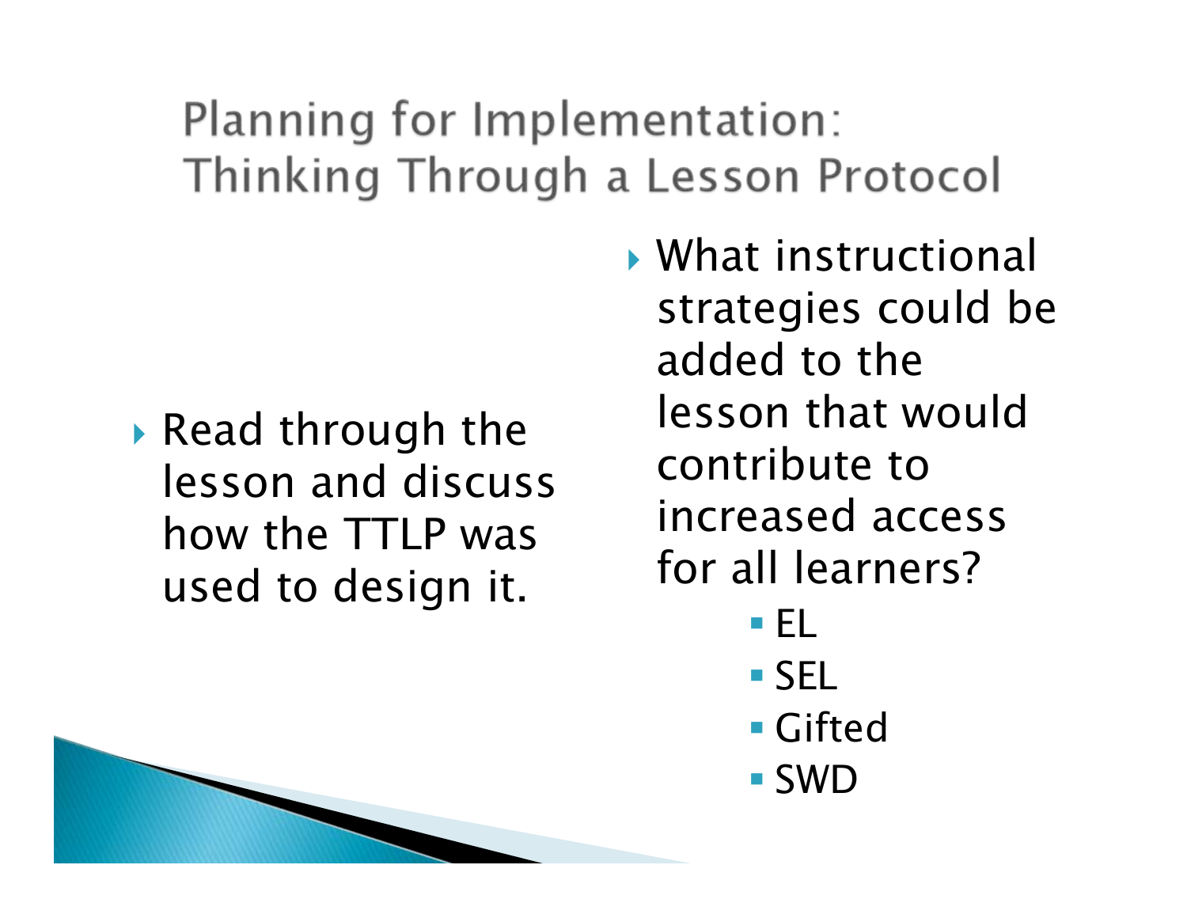# Planning for Implementation: Thinking Through a Lesson Protocol

- Read through the lesson and discuss how the TTLP was used to design it.
- What instructional strategies could be added to the lesson that would contribute to increased access for all learners?
  - EL
  - SEL
  - Gifted
  - SWD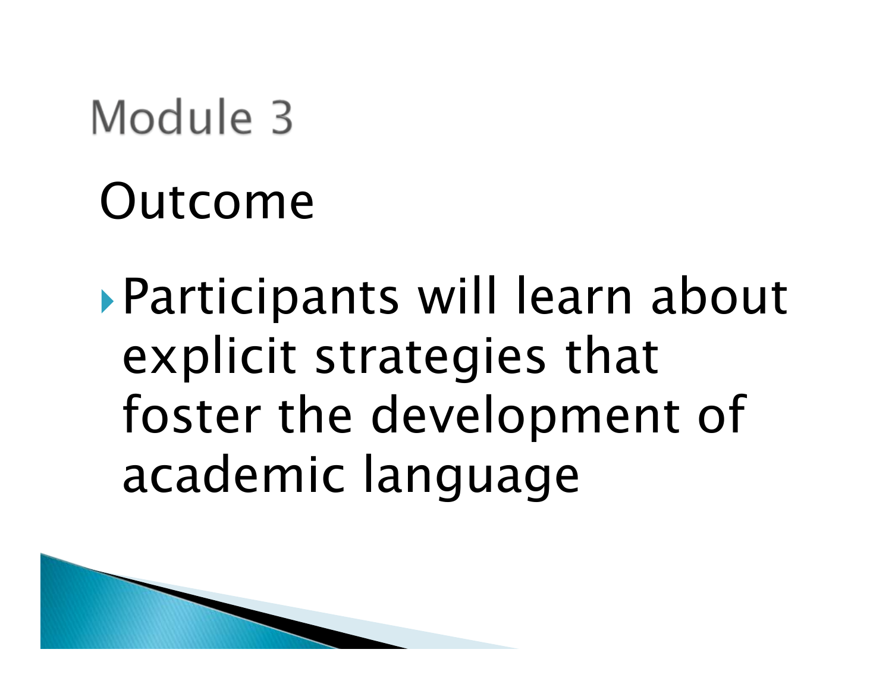# Module 3

## Outcome

- Participants will learn about explicit strategies that foster the development of academic language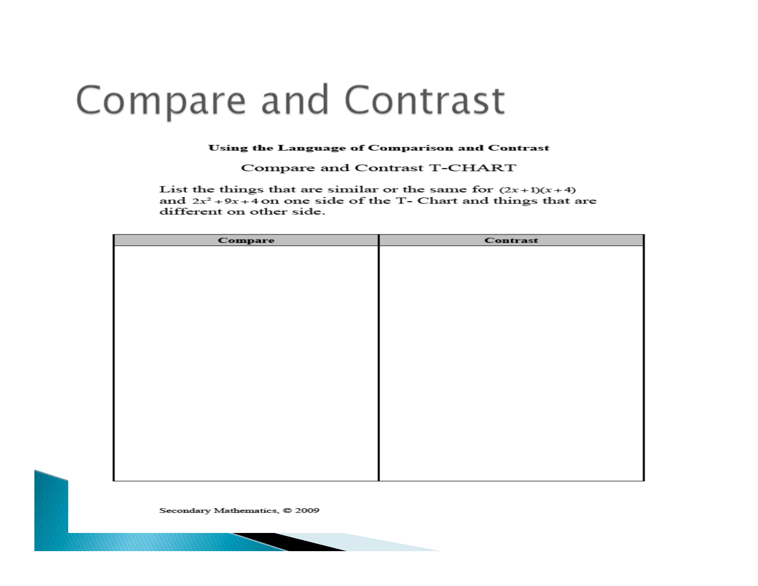# Compare and Contrast

**Using the Language of Comparison and Contrast**

Compare and Contrast T-CHART

List the things that are similar or the same for $(2x+1)(x+4)$ and $2x^2+9x+4$ on one side of the T- Chart and things that are different on other side.

| Compare | Contrast |
| --- | --- |
| | |

Secondary Mathematics, © 2009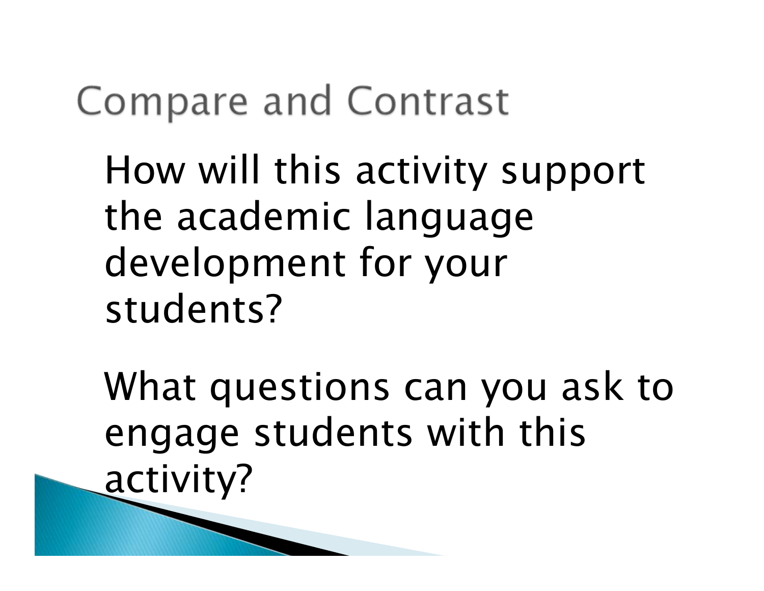# Compare and Contrast

How will this activity support the academic language development for your students?

What questions can you ask to engage students with this activity?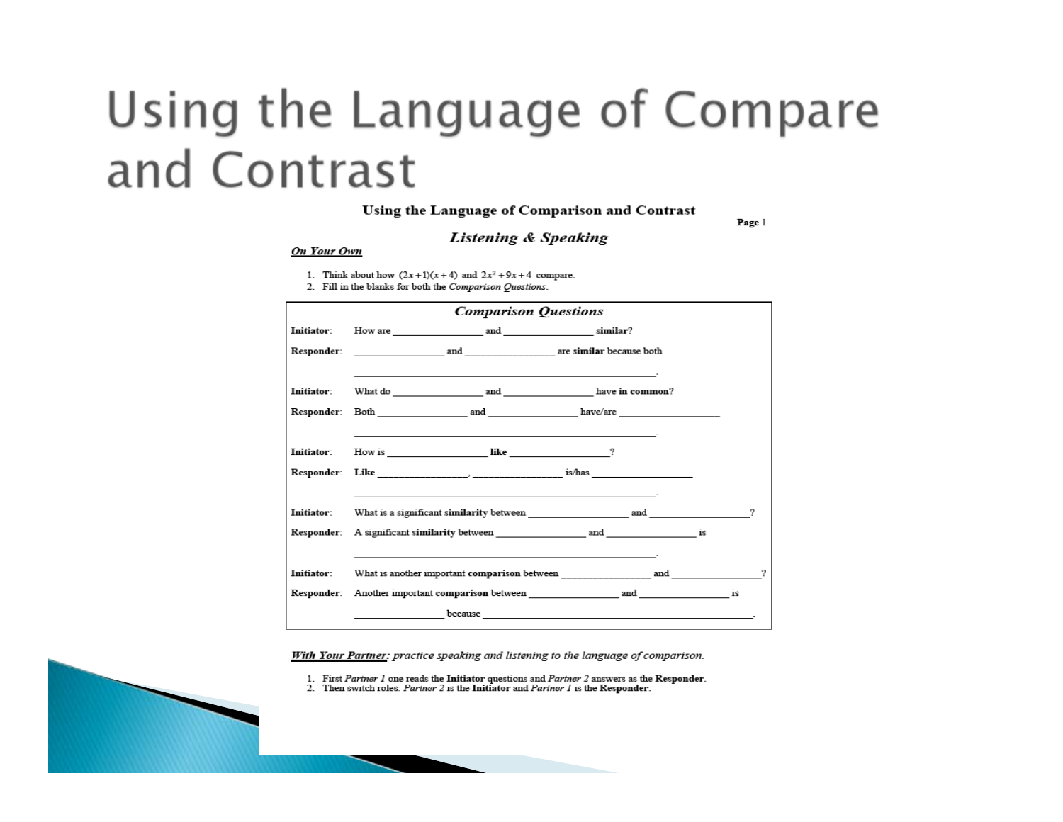# Using the Language of Compare and Contrast

## Using the Language of Comparison and Contrast

Page 1

### *Listening & Speaking*

***On Your Own***

1. Think about how $(2x+1)(x+4)$ and $2x^2+9x+4$ compare.
2. Fill in the blanks for both the *Comparison Questions*.

| *Comparison Questions* | |
|---|---|
| **Initiator**: | How are ________________ and ________________ **similar**? |
| **Responder**: | ________________ and ________________ are **similar** because both ____________________________________________________. |
| **Initiator**: | What do ________________ and ________________ have **in common**? |
| **Responder**: | Both ________________ and ________________ have/are ________________ ____________________________________________________. |
| **Initiator**: | How is ________________ **like** ________________? |
| **Responder**: | **Like** ________________, ________________ is/has ________________ ____________________________________________________. |
| **Initiator**: | What is a significant **similarity** between ________________ and ________________? |
| **Responder**: | A significant **similarity** between ________________ and ________________ is ____________________________________________________. |
| **Initiator**: | What is another important **comparison** between ________________ and ________________? |
| **Responder**: | Another important **comparison** between ________________ and ________________ is ________________ because ________________________________________. |

***With Your Partner****: practice speaking and listening to the language of comparison.*

1. First *Partner 1* one reads the **Initiator** questions and *Partner 2* answers as the **Responder**.
2. Then switch roles: *Partner 2* is the **Initiator** and *Partner 1* is the **Responder**.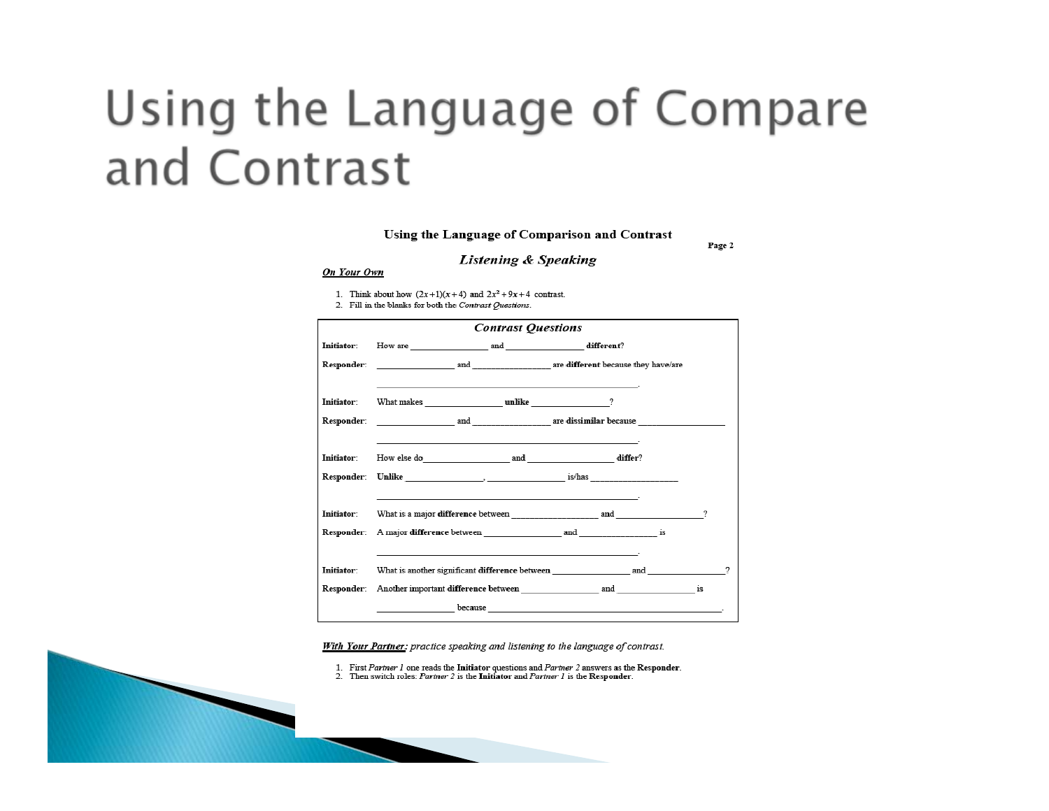# Using the Language of Compare and Contrast

## Using the Language of Comparison and Contrast

Page 2

### *Listening & Speaking*

***On Your Own***

1. Think about how $(2x+1)(x+4)$ and $2x^2+9x+4$ contrast.
2. Fill in the blanks for both the *Contrast Questions*.

| *Contrast Questions* | |
|---|---|
| **Initiator:** | How are ________________ and ________________ **different**? |
| **Responder:** | ________________ and ________________ are **different** because they have/are ______________________________________________. |
| **Initiator:** | What makes ________________ **unlike** ________________? |
| **Responder:** | ________________ and ________________ are **dissimilar** because __________________ ______________________________________________. |
| **Initiator:** | How else do__________________ and __________________ **differ**? |
| **Responder:** | **Unlike** ________________, ________________ is/has __________________ ______________________________________________. |
| **Initiator:** | What is a major **difference** between __________________ and __________________? |
| **Responder:** | A major **difference** between ________________ and ________________ is ______________________________________________. |
| **Initiator:** | What is another significant **difference** between ________________ and ________________? |
| **Responder:** | Another important **difference** between ________________ and ________________ is ________________ because ______________________________________________. |

***With Your Partner:*** *practice speaking and listening to the language of contrast.*

1. First *Partner 1* one reads the **Initiator** questions and *Partner 2* answers as the **Responder**.
2. Then switch roles: *Partner 2* is the **Initiator** and *Partner 1* is the **Responder**.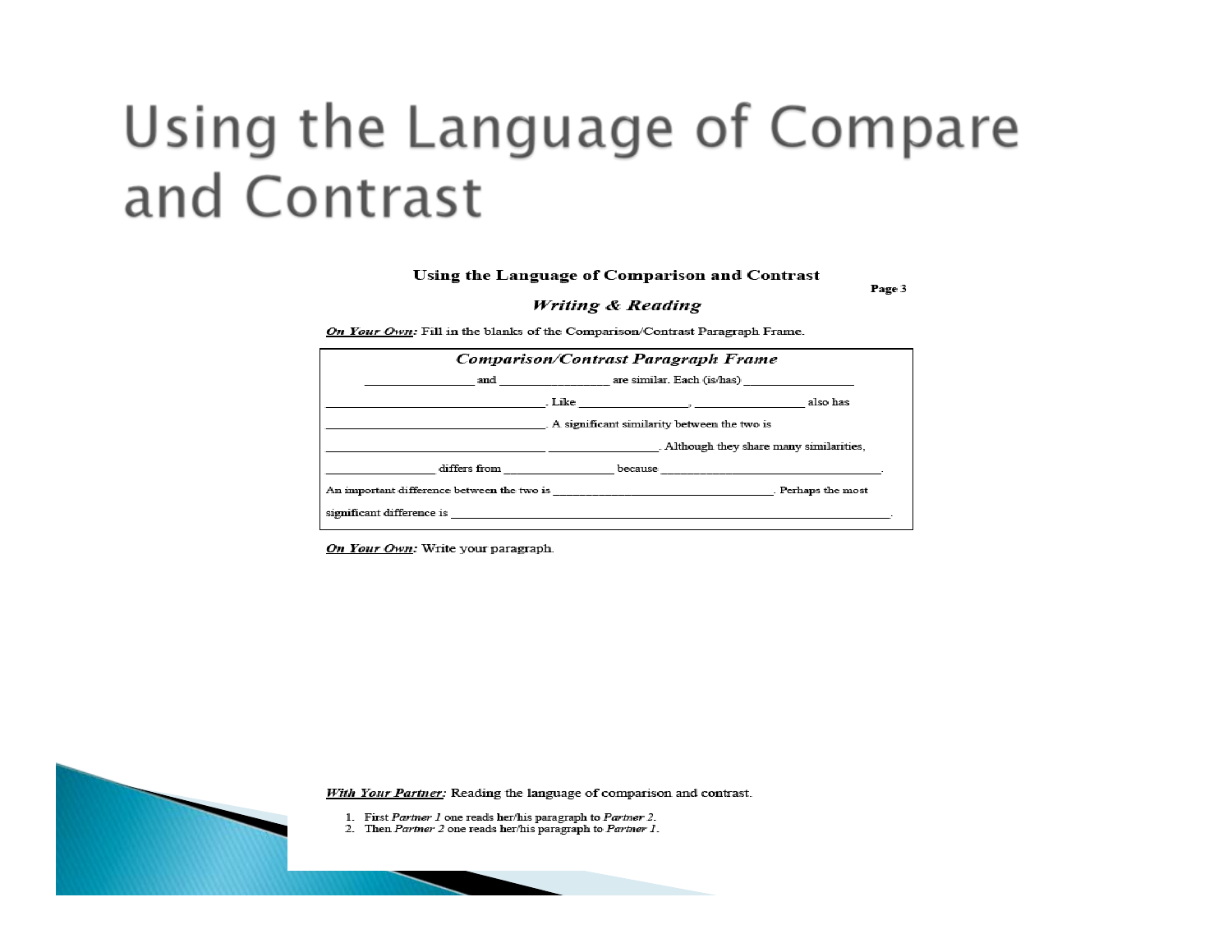# Using the Language of Compare and Contrast

## Using the Language of Comparison and Contrast

Page 3

### *Writing & Reading*

***On Your Own:*** Fill in the blanks of the Comparison/Contrast Paragraph Frame.

*Comparison/Contrast Paragraph Frame*

_______________ and _______________ are similar. Each (is/has) _______________ _______________________________. Like _______________, _______________ also has _______________________________. A significant similarity between the two is _______________________________ _______________. Although they share many similarities, _______________ differs from _______________ because _______________________________. An important difference between the two is _______________________________. Perhaps the most significant difference is _______________________________________________.

***On Your Own:*** Write your paragraph.

***With Your Partner:*** Reading the language of comparison and contrast.

1. First *Partner 1* one reads her/his paragraph to *Partner 2*.
2. Then *Partner 2* one reads her/his paragraph to *Partner 1*.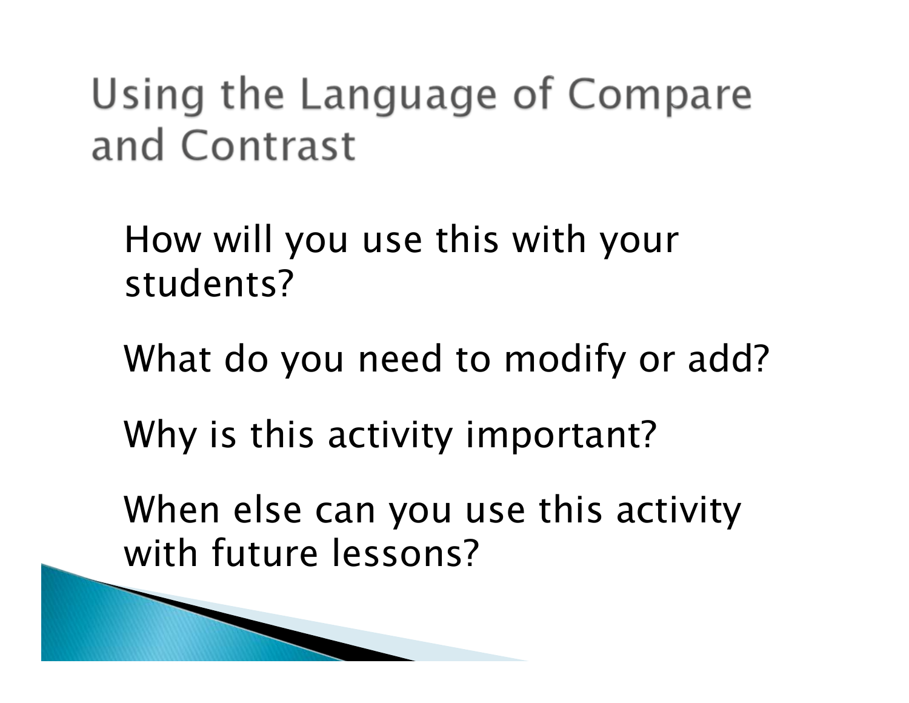# Using the Language of Compare and Contrast

How will you use this with your students?

What do you need to modify or add?

Why is this activity important?

When else can you use this activity with future lessons?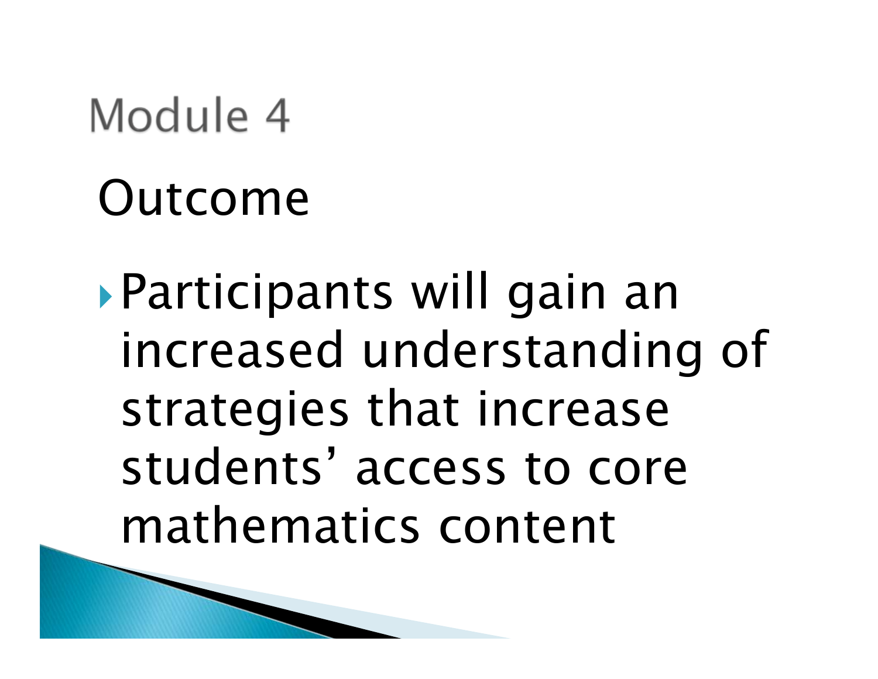# Module 4

## Outcome

- Participants will gain an increased understanding of strategies that increase students' access to core mathematics content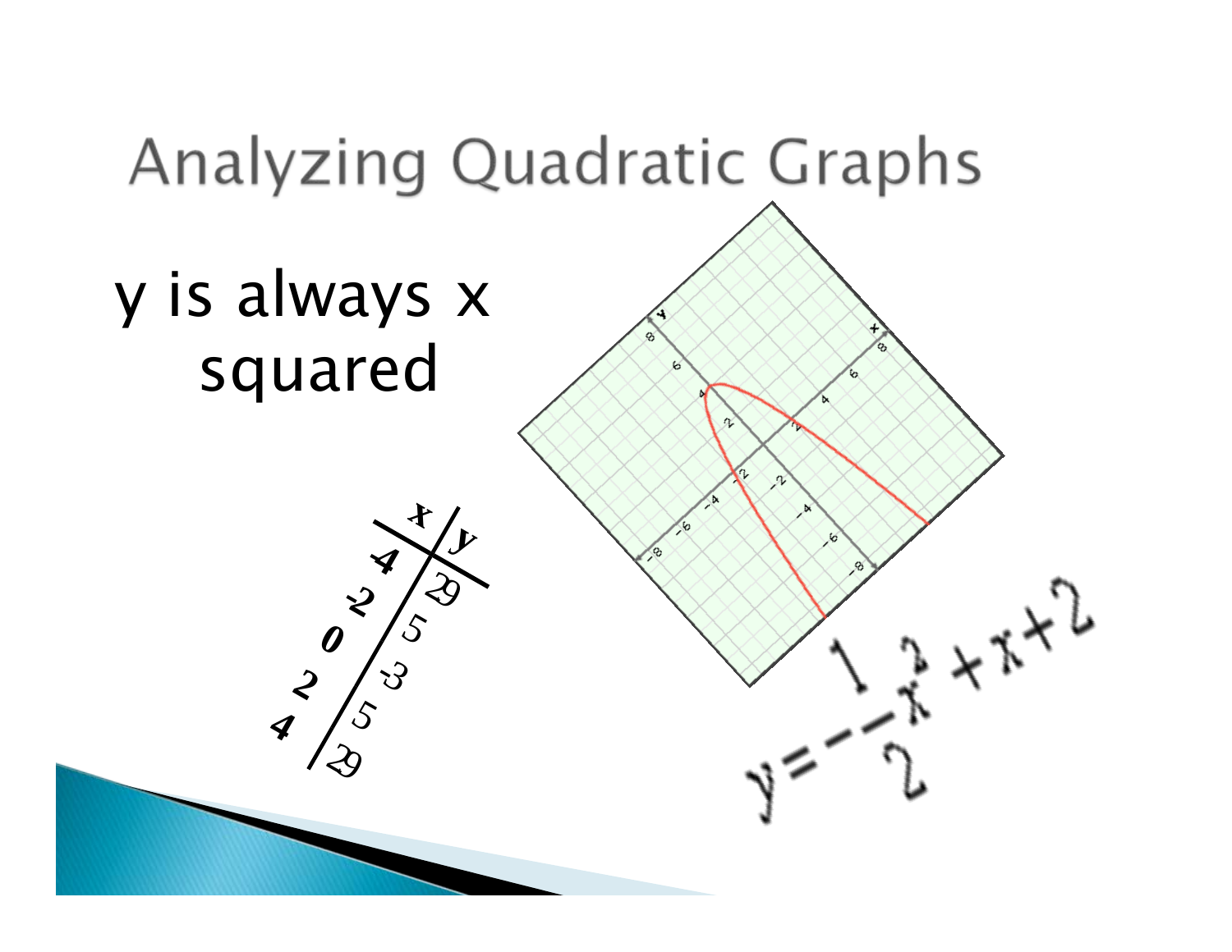# Analyzing Quadratic Graphs

y is always x squared

| x | y |
|---|---|
| -4 | 29 |
| -2 | 5 |
| 0 | -3 |
| 2 | 5 |
| 4 | 29 |

y
x
8
6
4
2
-2
-4
-6
-8

$$y = -\frac{1}{2}x^2 + x + 2$$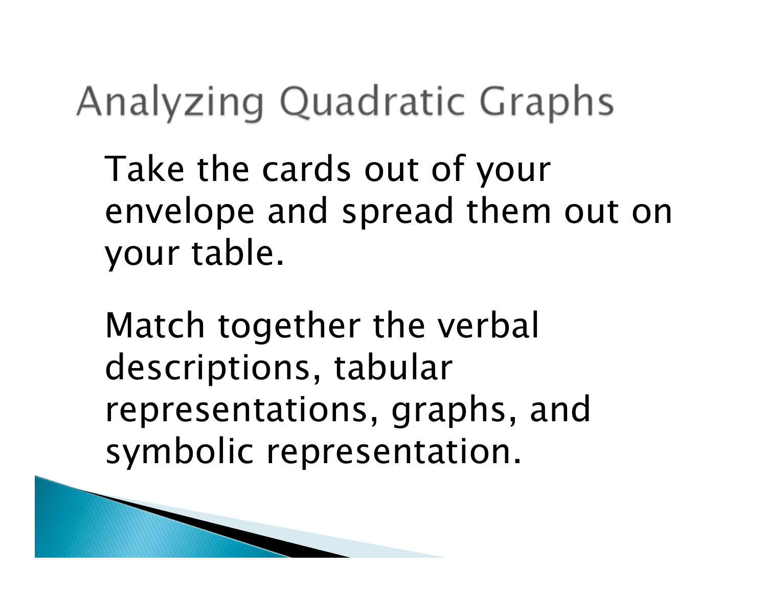# Analyzing Quadratic Graphs

Take the cards out of your envelope and spread them out on your table.

Match together the verbal descriptions, tabular representations, graphs, and symbolic representation.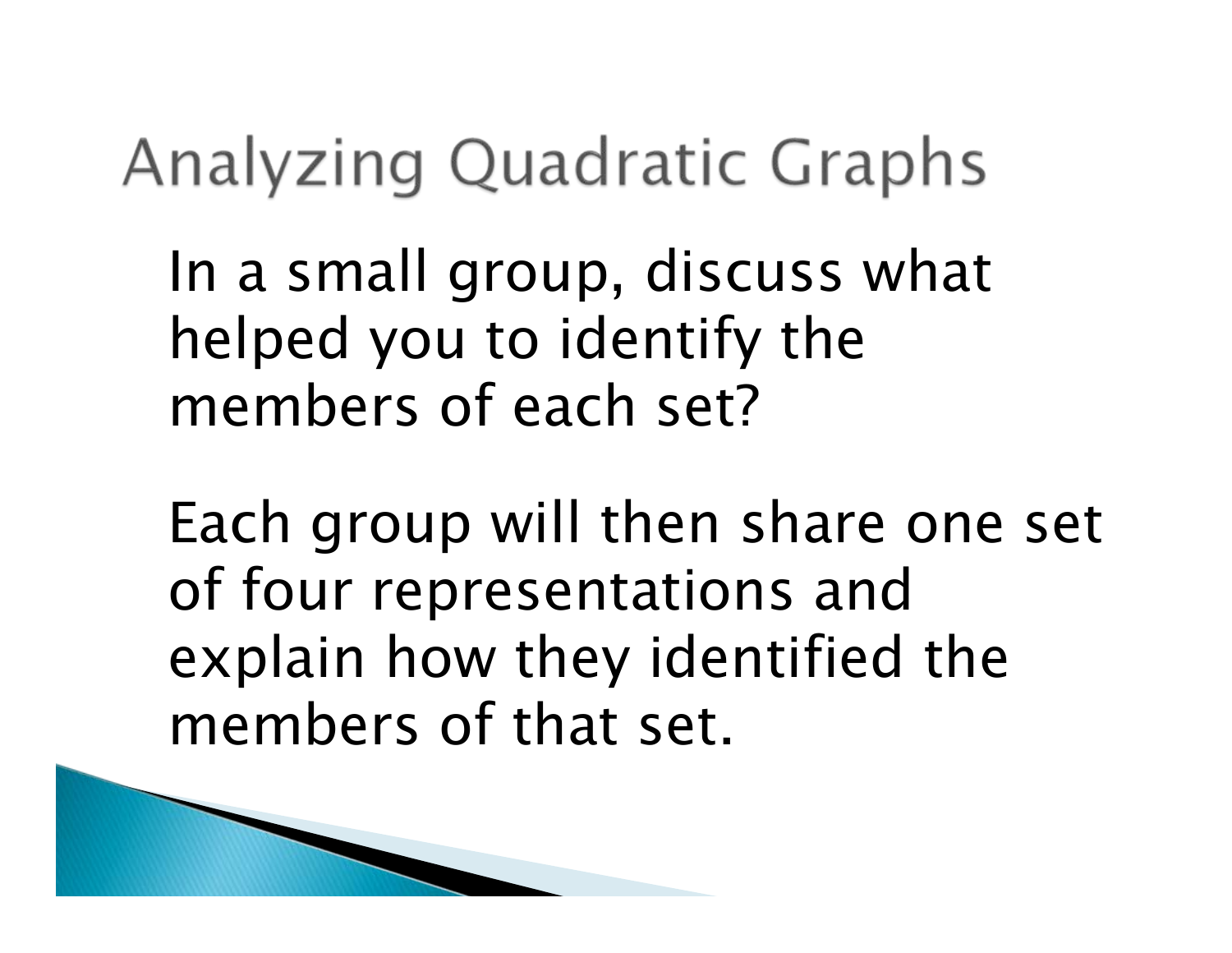# Analyzing Quadratic Graphs

In a small group, discuss what helped you to identify the members of each set?

Each group will then share one set of four representations and explain how they identified the members of that set.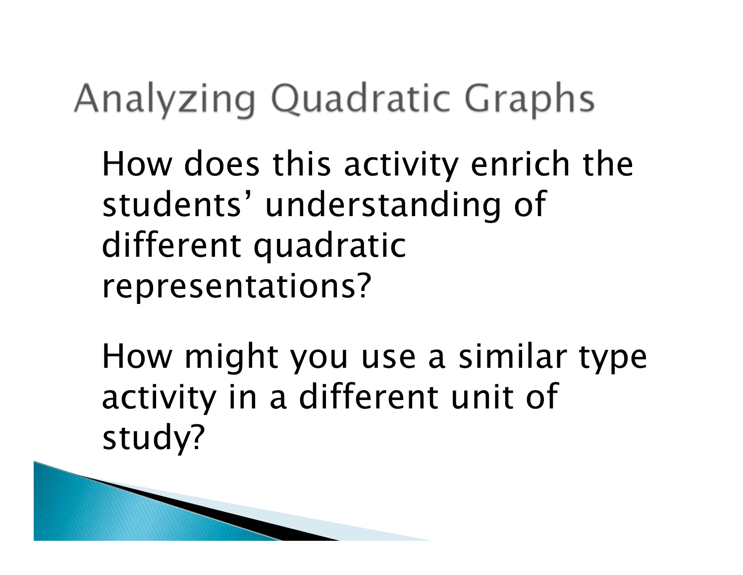# Analyzing Quadratic Graphs

How does this activity enrich the students' understanding of different quadratic representations?

How might you use a similar type activity in a different unit of study?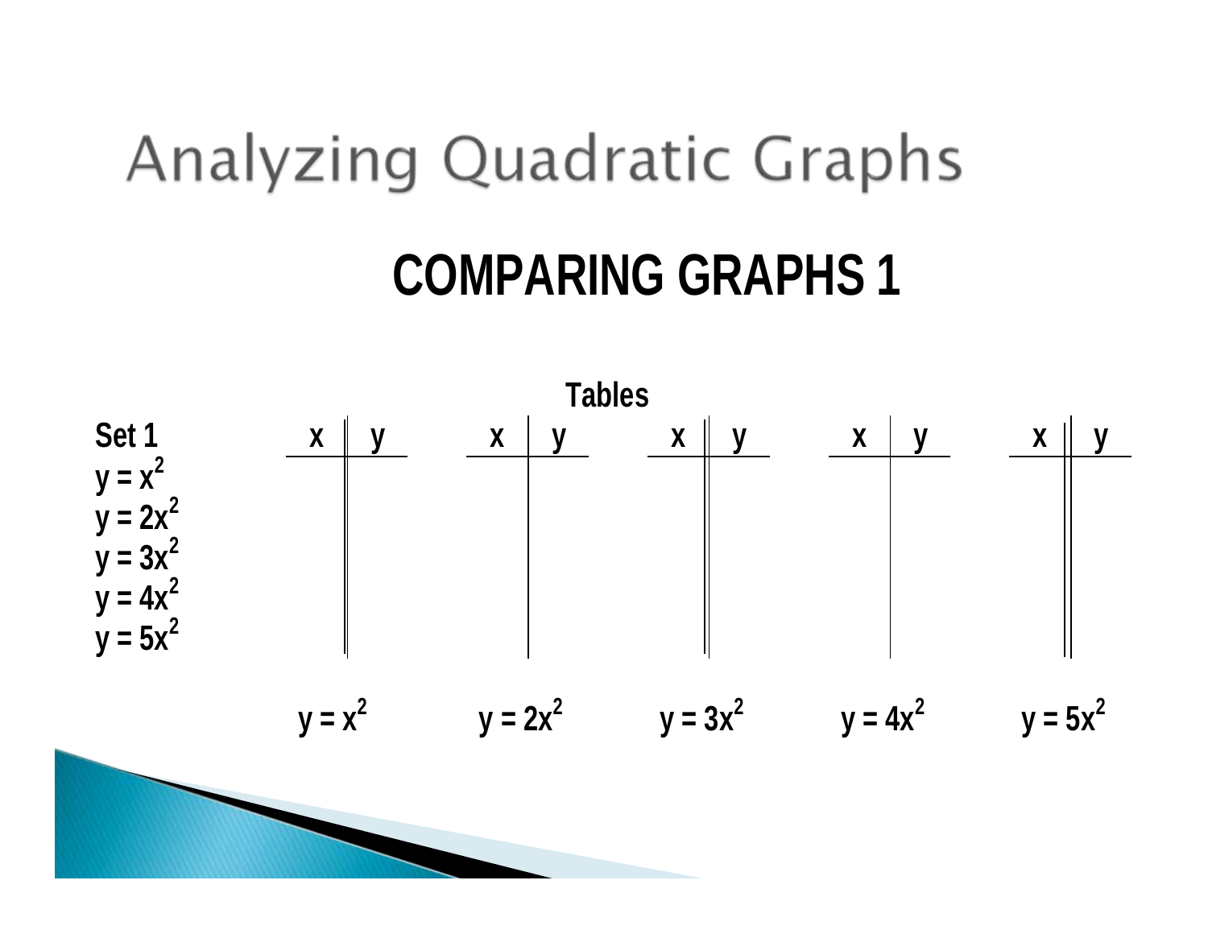# Analyzing Quadratic Graphs

## COMPARING GRAPHS 1

**Tables**

**Set 1**

**$y = x^2$**

**$y = 2x^2$**

**$y = 3x^2$**

**$y = 4x^2$**

**$y = 5x^2$**

| x | y |
|---|---|
| | |

$y = x^2$

| x | y |
|---|---|
| | |

$y = 2x^2$

| x | y |
|---|---|
| | |

$y = 3x^2$

| x | y |
|---|---|
| | |

$y = 4x^2$

| x | y |
|---|---|
| | |

$y = 5x^2$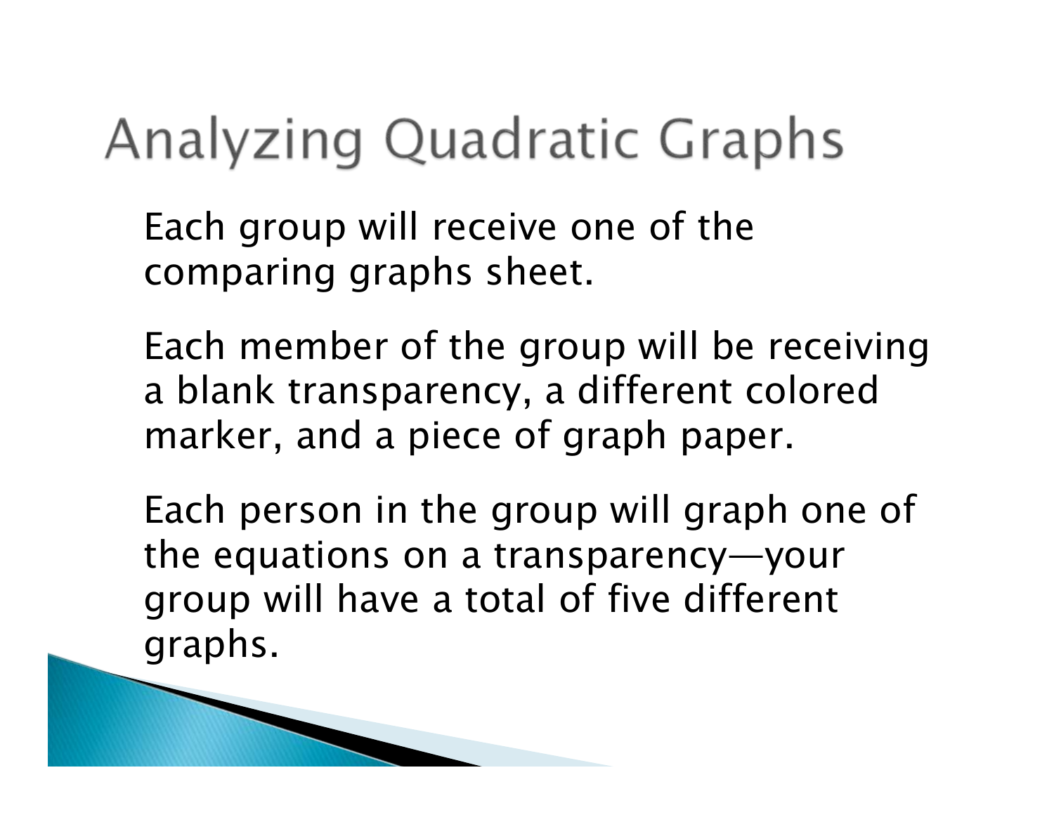# Analyzing Quadratic Graphs

- Each group will receive one of the comparing graphs sheet.
- Each member of the group will be receiving a blank transparency, a different colored marker, and a piece of graph paper.
- Each person in the group will graph one of the equations on a transparency—your group will have a total of five different graphs.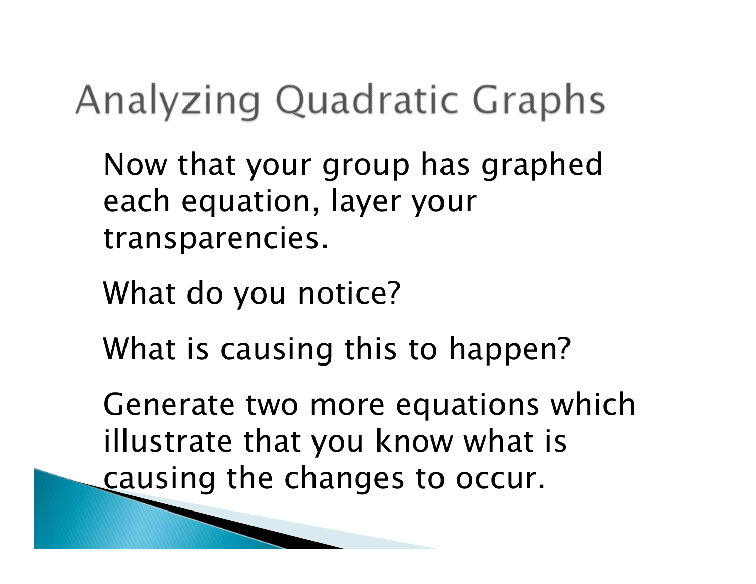# Analyzing Quadratic Graphs

Now that your group has graphed each equation, layer your transparencies.

What do you notice?

What is causing this to happen?

Generate two more equations which illustrate that you know what is causing the changes to occur.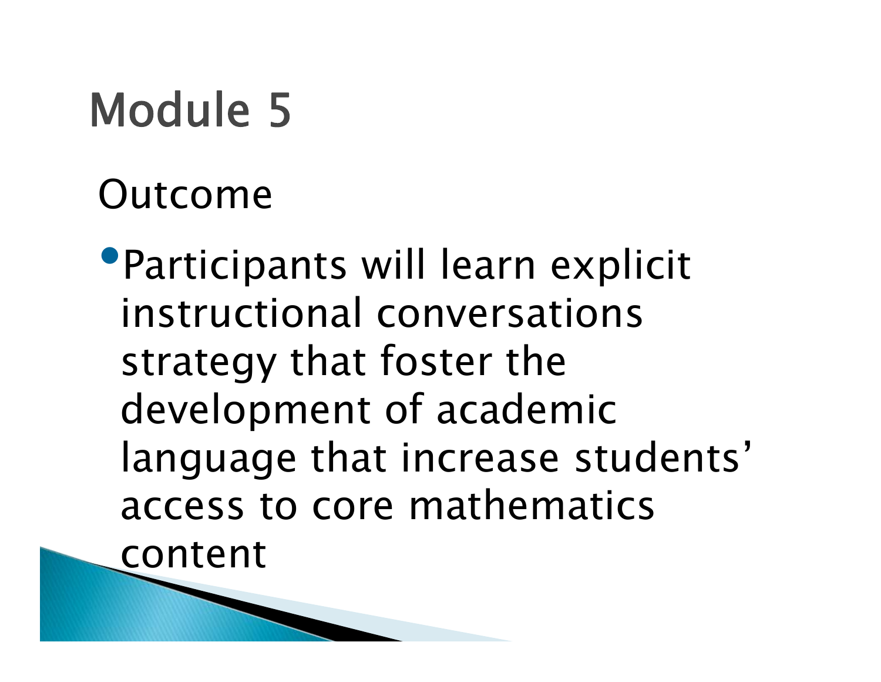# Module 5

## Outcome

- Participants will learn explicit instructional conversations strategy that foster the development of academic language that increase students' access to core mathematics content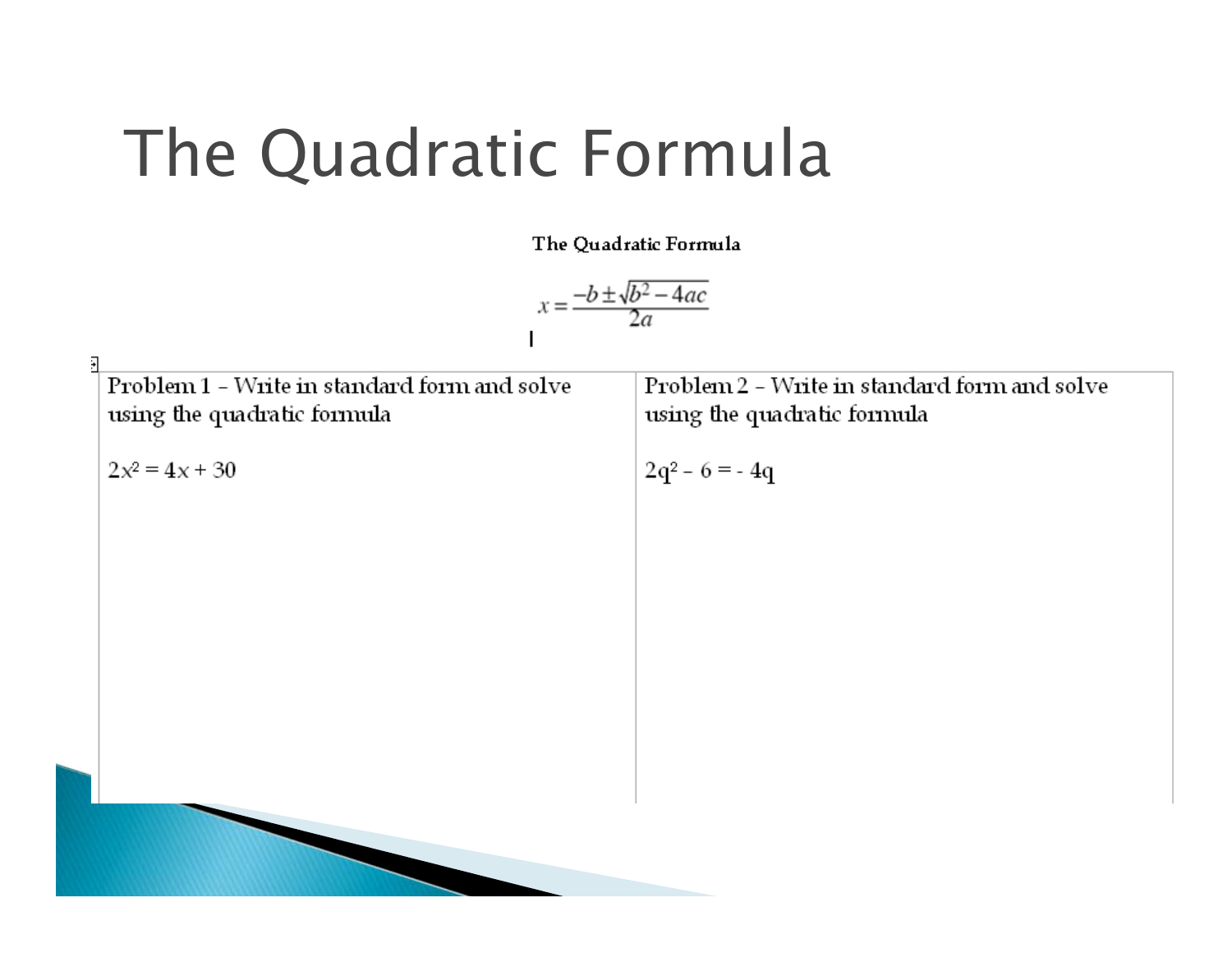# The Quadratic Formula

**The Quadratic Formula**

$$x = \frac{-b \pm \sqrt{b^2 - 4ac}}{2a}$$

| Problem 1 – Write in standard form and solve using the quadratic formula | Problem 2 – Write in standard form and solve using the quadratic formula |
| --- | --- |
| $2x^2 = 4x + 30$ | $2q^2 - 6 = -4q$ |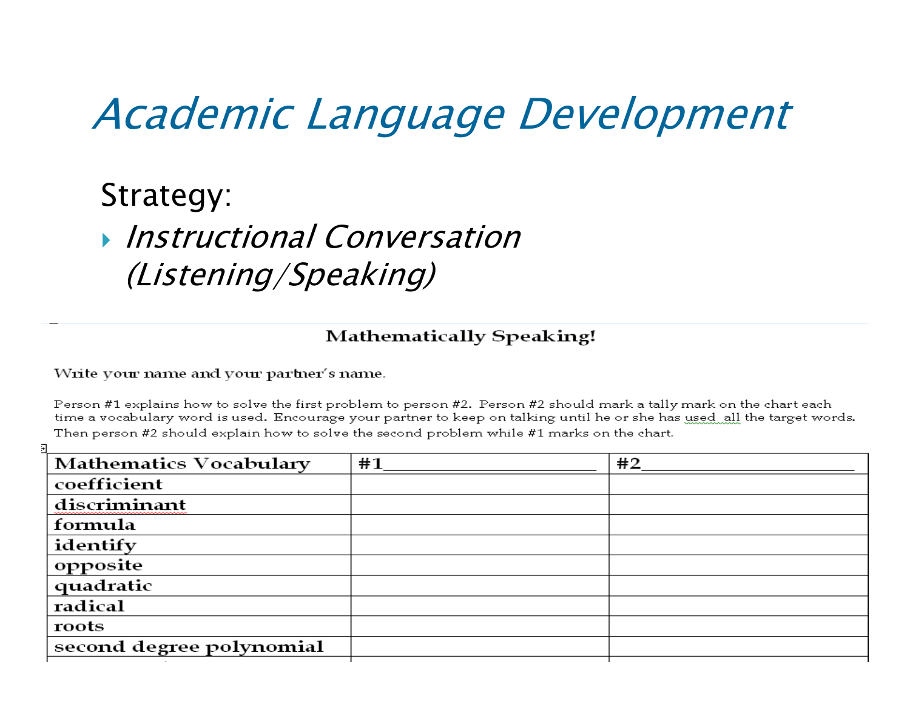# *Academic Language Development*

Strategy:

- *Instructional Conversation (Listening/Speaking)*

**Mathematically Speaking!**

Write your name and your partner's name.

Person #1 explains how to solve the first problem to person #2. Person #2 should mark a tally mark on the chart each time a vocabulary word is used. Encourage your partner to keep on talking until he or she has used all the target words. Then person #2 should explain how to solve the second problem while #1 marks on the chart.

| Mathematics Vocabulary | #1________________________ | #2________________________ |
|---|---|---|
| coefficient | | |
| discriminant | | |
| formula | | |
| identify | | |
| opposite | | |
| quadratic | | |
| radical | | |
| roots | | |
| second degree polynomial | | |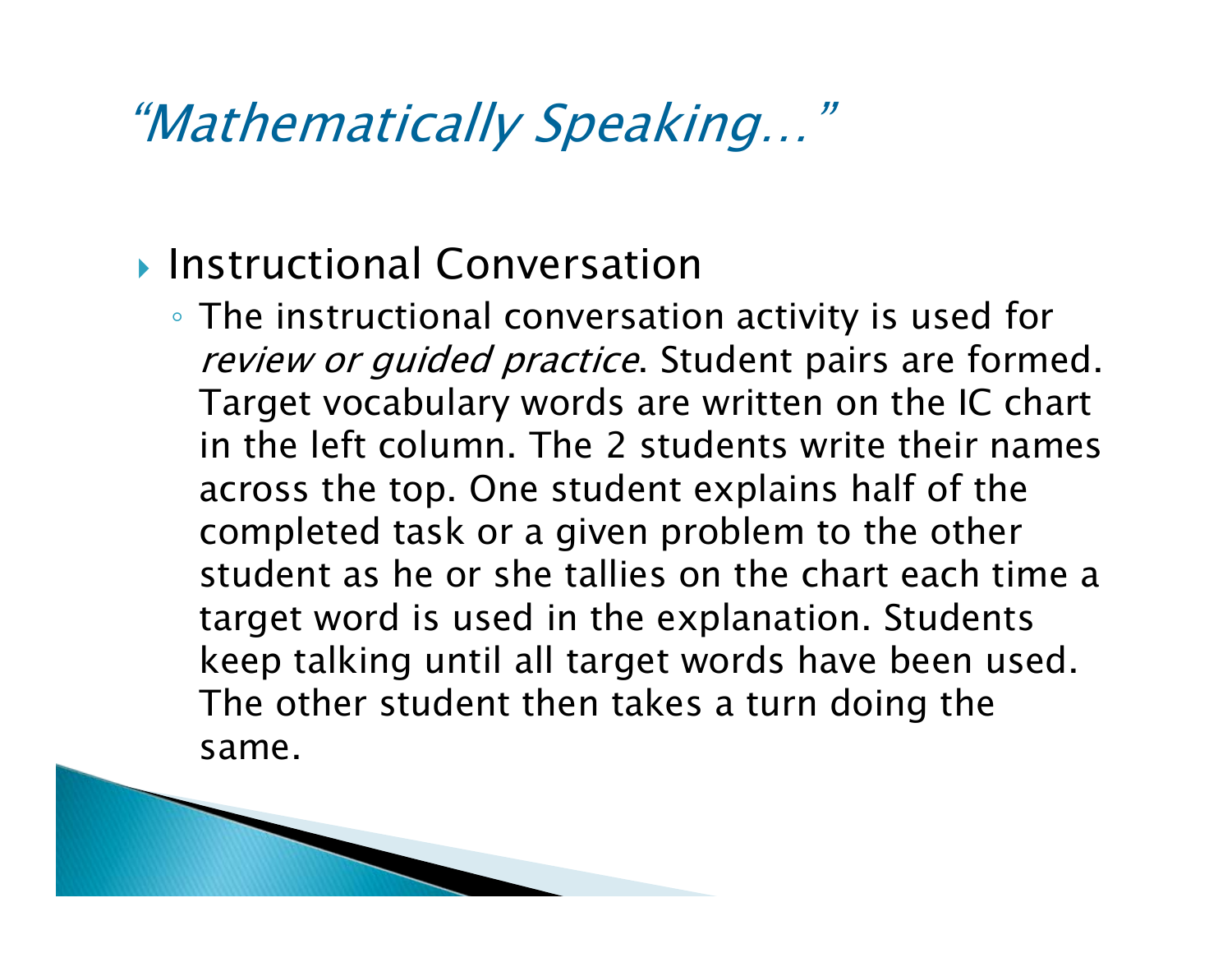# *"Mathematically Speaking…"*

- Instructional Conversation
  - The instructional conversation activity is used for *review or guided practice*. Student pairs are formed. Target vocabulary words are written on the IC chart in the left column. The 2 students write their names across the top. One student explains half of the completed task or a given problem to the other student as he or she tallies on the chart each time a target word is used in the explanation. Students keep talking until all target words have been used. The other student then takes a turn doing the same.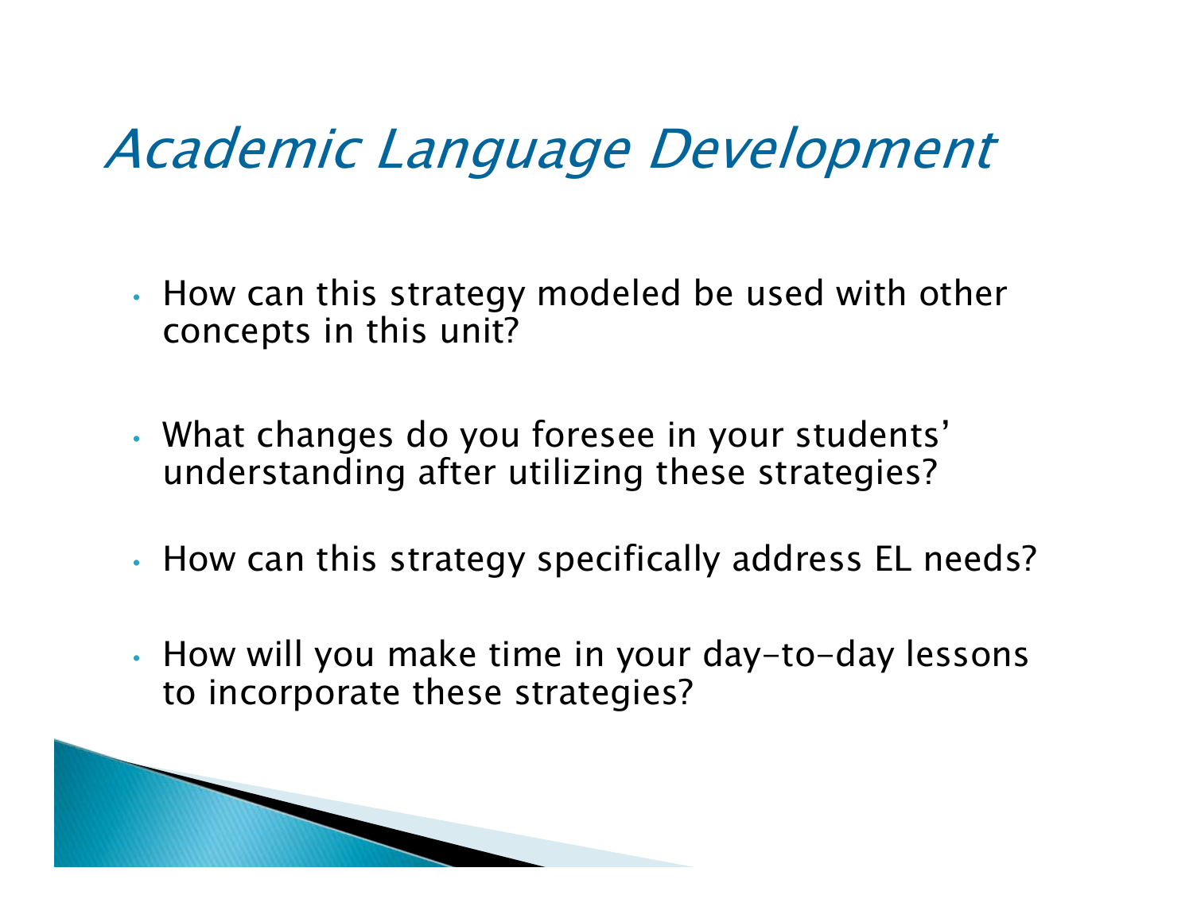# *Academic Language Development*

- How can this strategy modeled be used with other concepts in this unit?
- What changes do you foresee in your students' understanding after utilizing these strategies?
- How can this strategy specifically address EL needs?
- How will you make time in your day-to-day lessons to incorporate these strategies?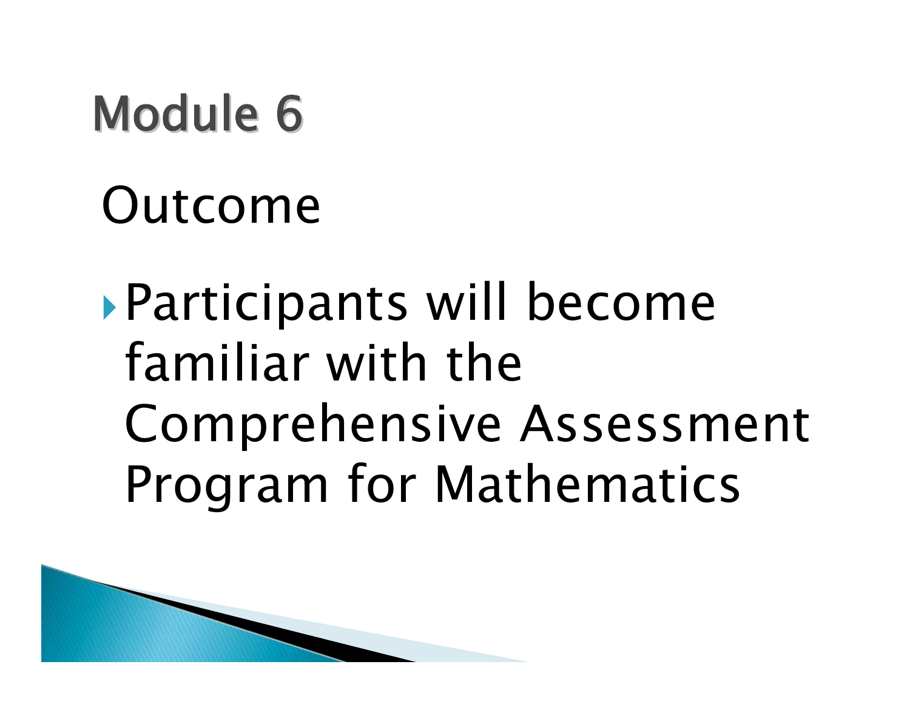# Module 6

## Outcome

- Participants will become familiar with the Comprehensive Assessment Program for Mathematics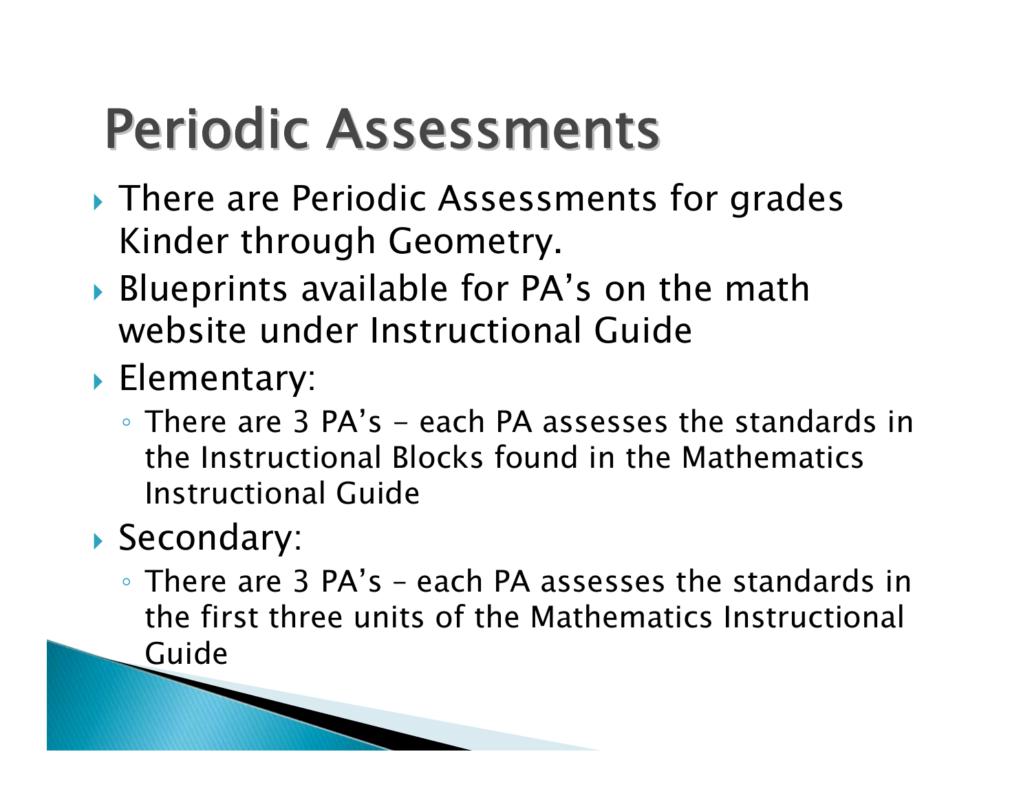# Periodic Assessments

- There are Periodic Assessments for grades Kinder through Geometry.
- Blueprints available for PA's on the math website under Instructional Guide
- Elementary:
  - There are 3 PA's - each PA assesses the standards in the Instructional Blocks found in the Mathematics Instructional Guide
- Secondary:
  - There are 3 PA's – each PA assesses the standards in the first three units of the Mathematics Instructional Guide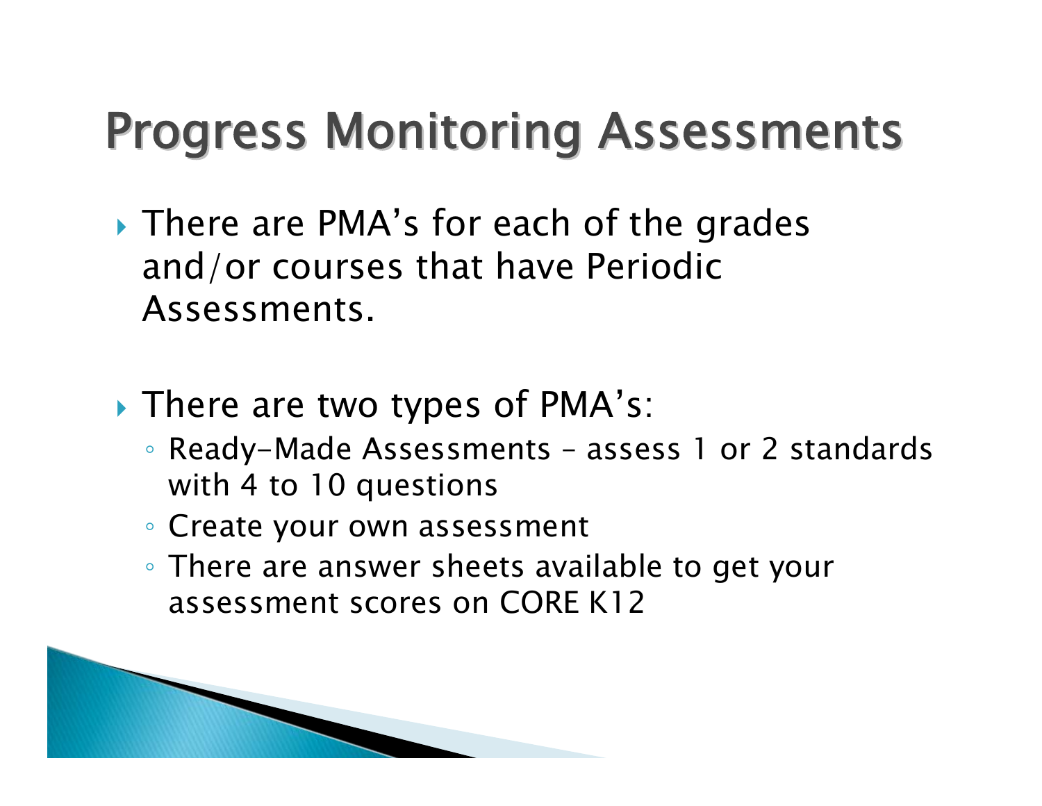# Progress Monitoring Assessments

- There are PMA's for each of the grades and/or courses that have Periodic Assessments.

- There are two types of PMA's:
  - Ready-Made Assessments – assess 1 or 2 standards with 4 to 10 questions
  - Create your own assessment
  - There are answer sheets available to get your assessment scores on CORE K12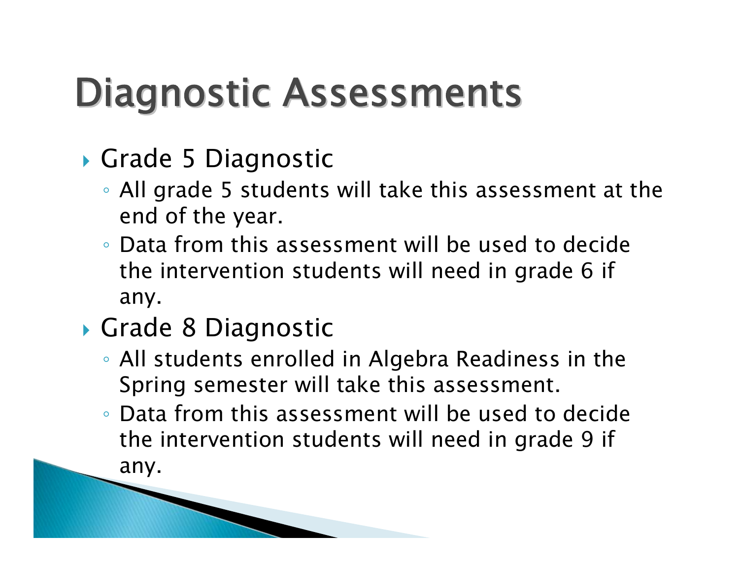# Diagnostic Assessments

- Grade 5 Diagnostic
  - All grade 5 students will take this assessment at the end of the year.
  - Data from this assessment will be used to decide the intervention students will need in grade 6 if any.
- Grade 8 Diagnostic
  - All students enrolled in Algebra Readiness in the Spring semester will take this assessment.
  - Data from this assessment will be used to decide the intervention students will need in grade 9 if any.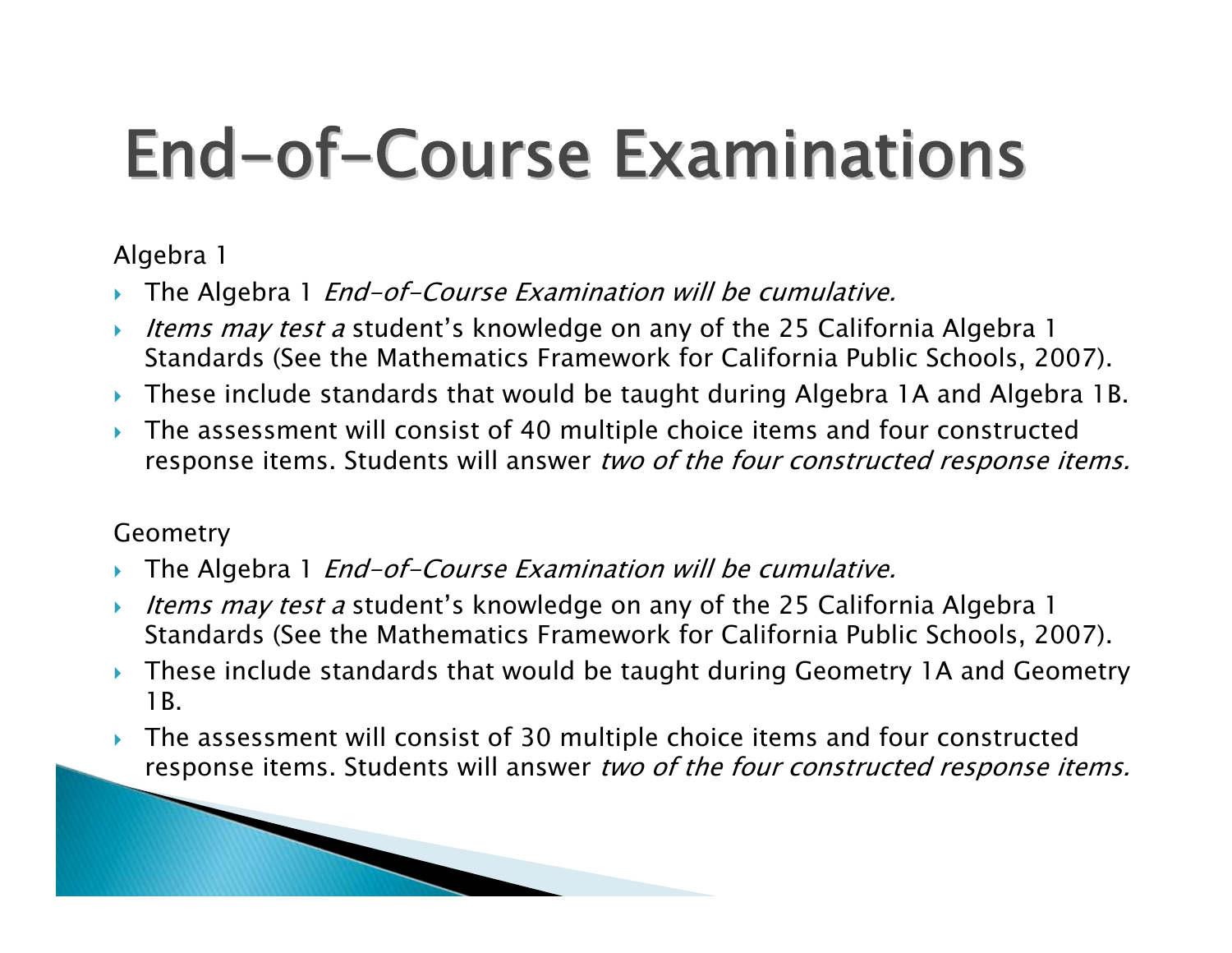# End-of-Course Examinations

Algebra 1

- The Algebra 1 *End-of-Course Examination will be cumulative.*
- *Items may test a* student's knowledge on any of the 25 California Algebra 1 Standards (See the Mathematics Framework for California Public Schools, 2007).
- These include standards that would be taught during Algebra 1A and Algebra 1B.
- The assessment will consist of 40 multiple choice items and four constructed response items. Students will answer *two of the four constructed response items.*

Geometry

- The Algebra 1 *End-of-Course Examination will be cumulative.*
- *Items may test a* student's knowledge on any of the 25 California Algebra 1 Standards (See the Mathematics Framework for California Public Schools, 2007).
- These include standards that would be taught during Geometry 1A and Geometry 1B.
- The assessment will consist of 30 multiple choice items and four constructed response items. Students will answer *two of the four constructed response items.*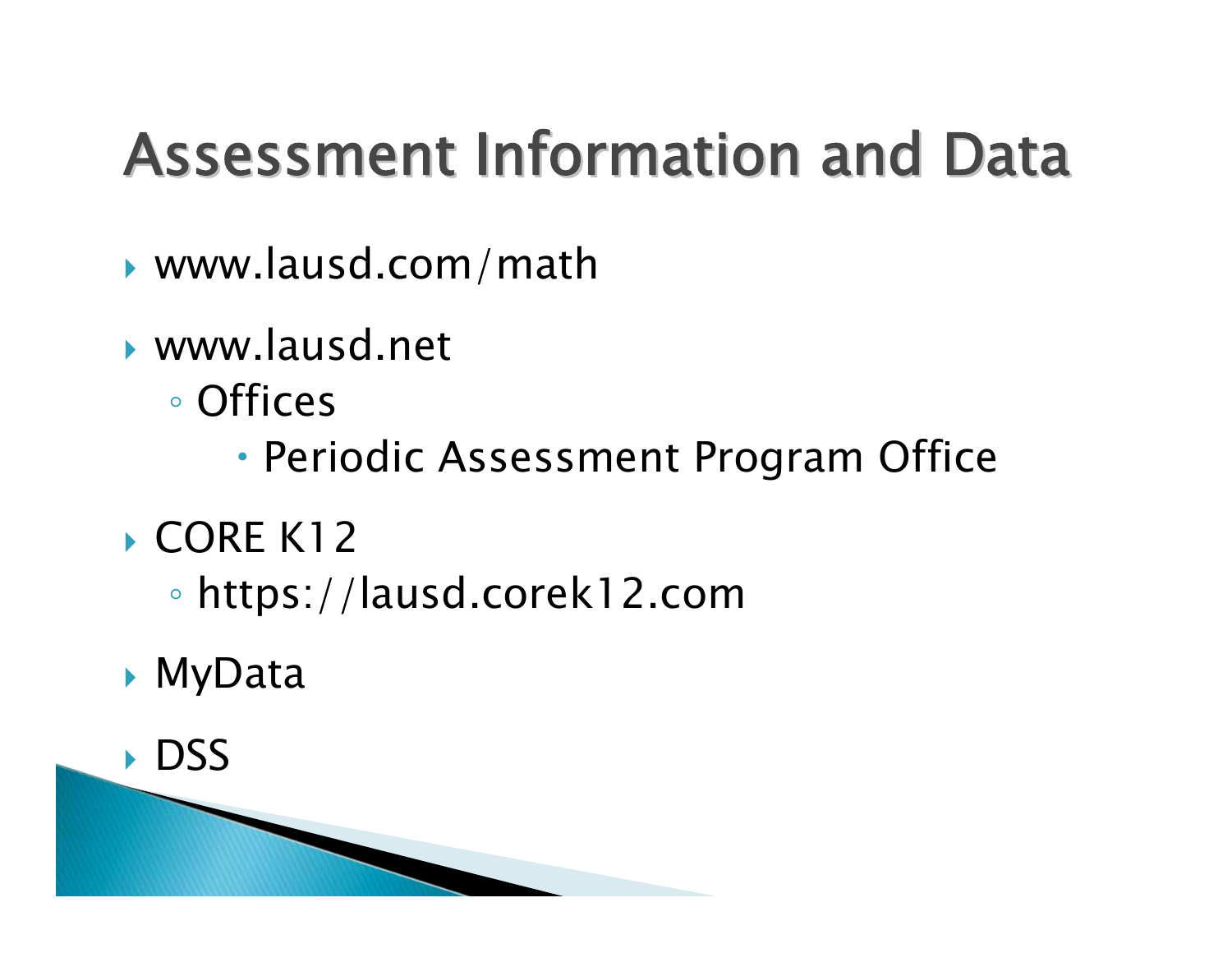# Assessment Information and Data

- www.lausd.com/math
- www.lausd.net
  - Offices
    - Periodic Assessment Program Office
- CORE K12
  - https://lausd.corek12.com
- MyData
- DSS